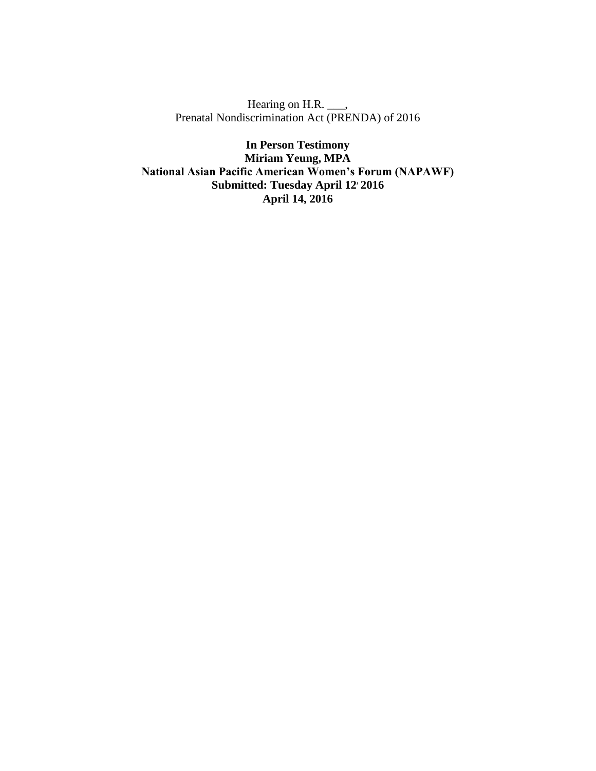Hearing on H.R. ___,
Prenatal Nondiscrimination Act (PRENDA) of 2016

**In Person Testimony**
**Miriam Yeung, MPA**
**National Asian Pacific American Women's Forum (NAPAWF)**
**Submitted: Tuesday April 12, 2016**
**April 14, 2016**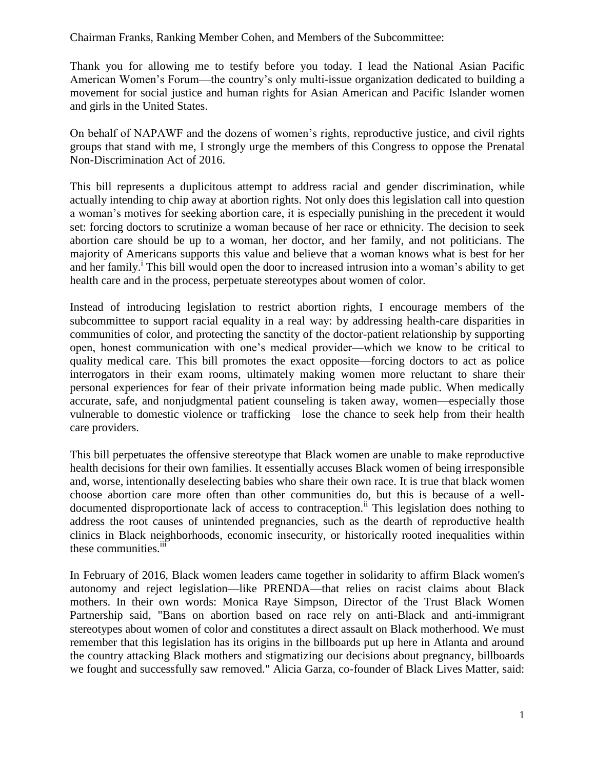Chairman Franks, Ranking Member Cohen, and Members of the Subcommittee:

Thank you for allowing me to testify before you today. I lead the National Asian Pacific American Women's Forum—the country's only multi-issue organization dedicated to building a movement for social justice and human rights for Asian American and Pacific Islander women and girls in the United States.

On behalf of NAPAWF and the dozens of women's rights, reproductive justice, and civil rights groups that stand with me, I strongly urge the members of this Congress to oppose the Prenatal Non-Discrimination Act of 2016.

This bill represents a duplicitous attempt to address racial and gender discrimination, while actually intending to chip away at abortion rights. Not only does this legislation call into question a woman's motives for seeking abortion care, it is especially punishing in the precedent it would set: forcing doctors to scrutinize a woman because of her race or ethnicity. The decision to seek abortion care should be up to a woman, her doctor, and her family, and not politicians. The majority of Americans supports this value and believe that a woman knows what is best for her and her family.[i] This bill would open the door to increased intrusion into a woman's ability to get health care and in the process, perpetuate stereotypes about women of color.

Instead of introducing legislation to restrict abortion rights, I encourage members of the subcommittee to support racial equality in a real way: by addressing health-care disparities in communities of color, and protecting the sanctity of the doctor-patient relationship by supporting open, honest communication with one's medical provider—which we know to be critical to quality medical care. This bill promotes the exact opposite—forcing doctors to act as police interrogators in their exam rooms, ultimately making women more reluctant to share their personal experiences for fear of their private information being made public. When medically accurate, safe, and nonjudgmental patient counseling is taken away, women—especially those vulnerable to domestic violence or trafficking—lose the chance to seek help from their health care providers.

This bill perpetuates the offensive stereotype that Black women are unable to make reproductive health decisions for their own families. It essentially accuses Black women of being irresponsible and, worse, intentionally deselecting babies who share their own race. It is true that black women choose abortion care more often than other communities do, but this is because of a well-documented disproportionate lack of access to contraception.[ii] This legislation does nothing to address the root causes of unintended pregnancies, such as the dearth of reproductive health clinics in Black neighborhoods, economic insecurity, or historically rooted inequalities within these communities.[iii]

In February of 2016, Black women leaders came together in solidarity to affirm Black women's autonomy and reject legislation—like PRENDA—that relies on racist claims about Black mothers. In their own words: Monica Raye Simpson, Director of the Trust Black Women Partnership said, "Bans on abortion based on race rely on anti-Black and anti-immigrant stereotypes about women of color and constitutes a direct assault on Black motherhood. We must remember that this legislation has its origins in the billboards put up here in Atlanta and around the country attacking Black mothers and stigmatizing our decisions about pregnancy, billboards we fought and successfully saw removed." Alicia Garza, co-founder of Black Lives Matter, said: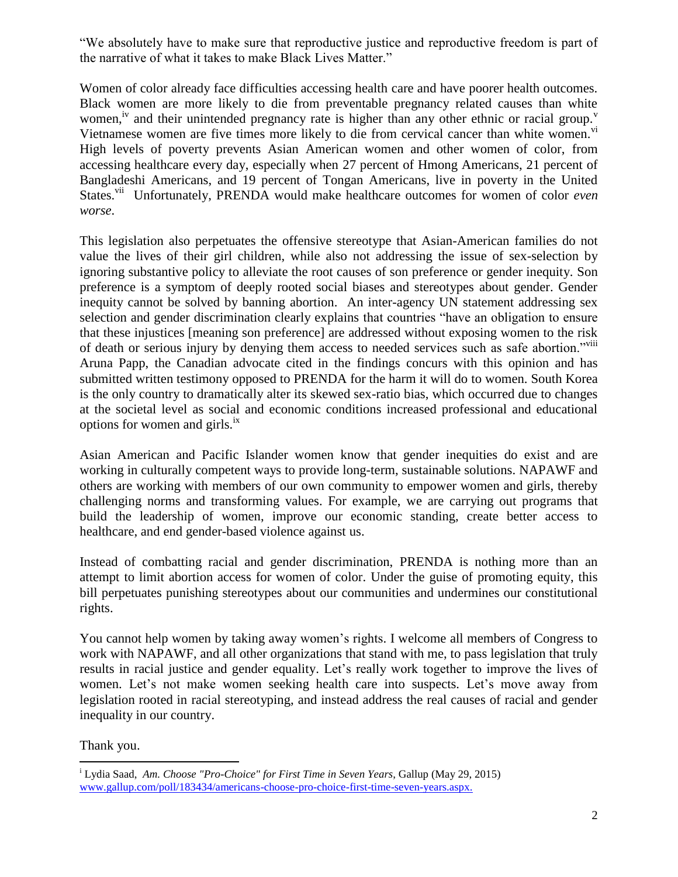"We absolutely have to make sure that reproductive justice and reproductive freedom is part of the narrative of what it takes to make Black Lives Matter."

Women of color already face difficulties accessing health care and have poorer health outcomes. Black women are more likely to die from preventable pregnancy related causes than white women,[iv] and their unintended pregnancy rate is higher than any other ethnic or racial group.[v] Vietnamese women are five times more likely to die from cervical cancer than white women.[vi] High levels of poverty prevents Asian American women and other women of color, from accessing healthcare every day, especially when 27 percent of Hmong Americans, 21 percent of Bangladeshi Americans, and 19 percent of Tongan Americans, live in poverty in the United States.[vii] Unfortunately, PRENDA would make healthcare outcomes for women of color *even worse*.

This legislation also perpetuates the offensive stereotype that Asian-American families do not value the lives of their girl children, while also not addressing the issue of sex-selection by ignoring substantive policy to alleviate the root causes of son preference or gender inequity. Son preference is a symptom of deeply rooted social biases and stereotypes about gender. Gender inequity cannot be solved by banning abortion. An inter-agency UN statement addressing sex selection and gender discrimination clearly explains that countries "have an obligation to ensure that these injustices [meaning son preference] are addressed without exposing women to the risk of death or serious injury by denying them access to needed services such as safe abortion."[viii] Aruna Papp, the Canadian advocate cited in the findings concurs with this opinion and has submitted written testimony opposed to PRENDA for the harm it will do to women. South Korea is the only country to dramatically alter its skewed sex-ratio bias, which occurred due to changes at the societal level as social and economic conditions increased professional and educational options for women and girls.[ix]

Asian American and Pacific Islander women know that gender inequities do exist and are working in culturally competent ways to provide long-term, sustainable solutions. NAPAWF and others are working with members of our own community to empower women and girls, thereby challenging norms and transforming values. For example, we are carrying out programs that build the leadership of women, improve our economic standing, create better access to healthcare, and end gender-based violence against us.

Instead of combatting racial and gender discrimination, PRENDA is nothing more than an attempt to limit abortion access for women of color. Under the guise of promoting equity, this bill perpetuates punishing stereotypes about our communities and undermines our constitutional rights.

You cannot help women by taking away women's rights. I welcome all members of Congress to work with NAPAWF, and all other organizations that stand with me, to pass legislation that truly results in racial justice and gender equality. Let's really work together to improve the lives of women. Let's not make women seeking health care into suspects. Let's move away from legislation rooted in racial stereotyping, and instead address the real causes of racial and gender inequality in our country.

Thank you.

---

[i] Lydia Saad, *Am. Choose "Pro-Choice" for First Time in Seven Years*, Gallup (May 29, 2015) www.gallup.com/poll/183434/americans-choose-pro-choice-first-time-seven-years.aspx.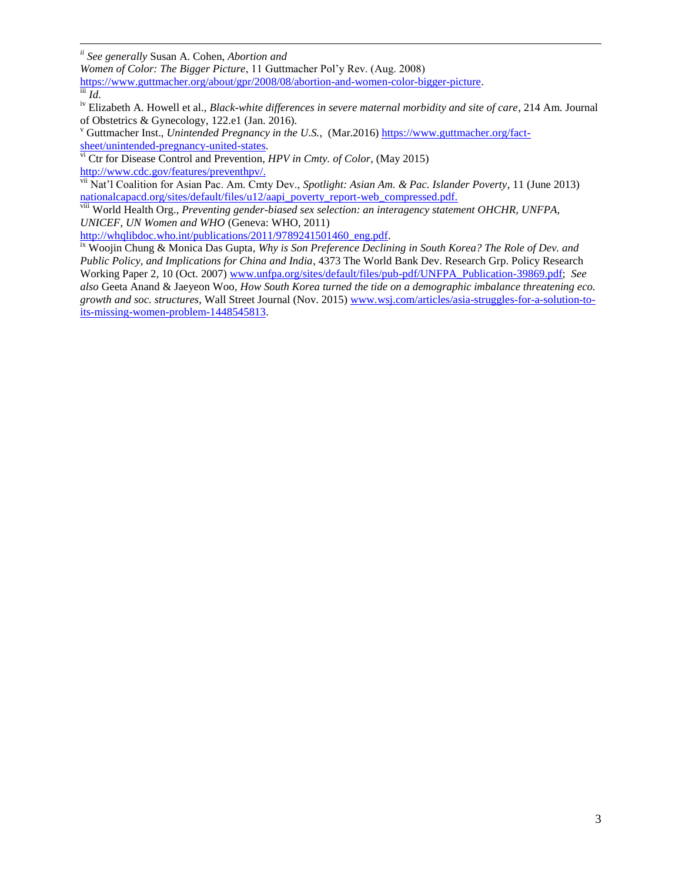[ii] *See generally* Susan A. Cohen, *Abortion and Women of Color: The Bigger Picture*, 11 Guttmacher Pol'y Rev. (Aug. 2008) https://www.guttmacher.org/about/gpr/2008/08/abortion-and-women-color-bigger-picture.

[iii] *Id*.

[iv] Elizabeth A. Howell et al., *Black-white differences in severe maternal morbidity and site of care*, 214 Am. Journal of Obstetrics & Gynecology, 122.e1 (Jan. 2016).

[v] Guttmacher Inst., *Unintended Pregnancy in the U.S.*, (Mar.2016) https://www.guttmacher.org/fact-sheet/unintended-pregnancy-united-states.

[vi] Ctr for Disease Control and Prevention, *HPV in Cmty. of Color*, (May 2015) http://www.cdc.gov/features/preventhpv/.

[vii] Nat'l Coalition for Asian Pac. Am. Cmty Dev., *Spotlight: Asian Am. & Pac. Islander Poverty*, 11 (June 2013) nationalcapacd.org/sites/default/files/u12/aapi_poverty_report-web_compressed.pdf.

[viii] World Health Org., *Preventing gender-biased sex selection: an interagency statement OHCHR, UNFPA, UNICEF, UN Women and WHO* (Geneva: WHO, 2011) http://whqlibdoc.who.int/publications/2011/9789241501460_eng.pdf.

[ix] Woojin Chung & Monica Das Gupta, *Why is Son Preference Declining in South Korea? The Role of Dev. and Public Policy, and Implications for China and India*, 4373 The World Bank Dev. Research Grp. Policy Research Working Paper 2, 10 (Oct. 2007) www.unfpa.org/sites/default/files/pub-pdf/UNFPA_Publication-39869.pdf; *See also* Geeta Anand & Jaeyeon Woo, *How South Korea turned the tide on a demographic imbalance threatening eco. growth and soc. structures*, Wall Street Journal (Nov. 2015) www.wsj.com/articles/asia-struggles-for-a-solution-to-its-missing-women-problem-1448545813.